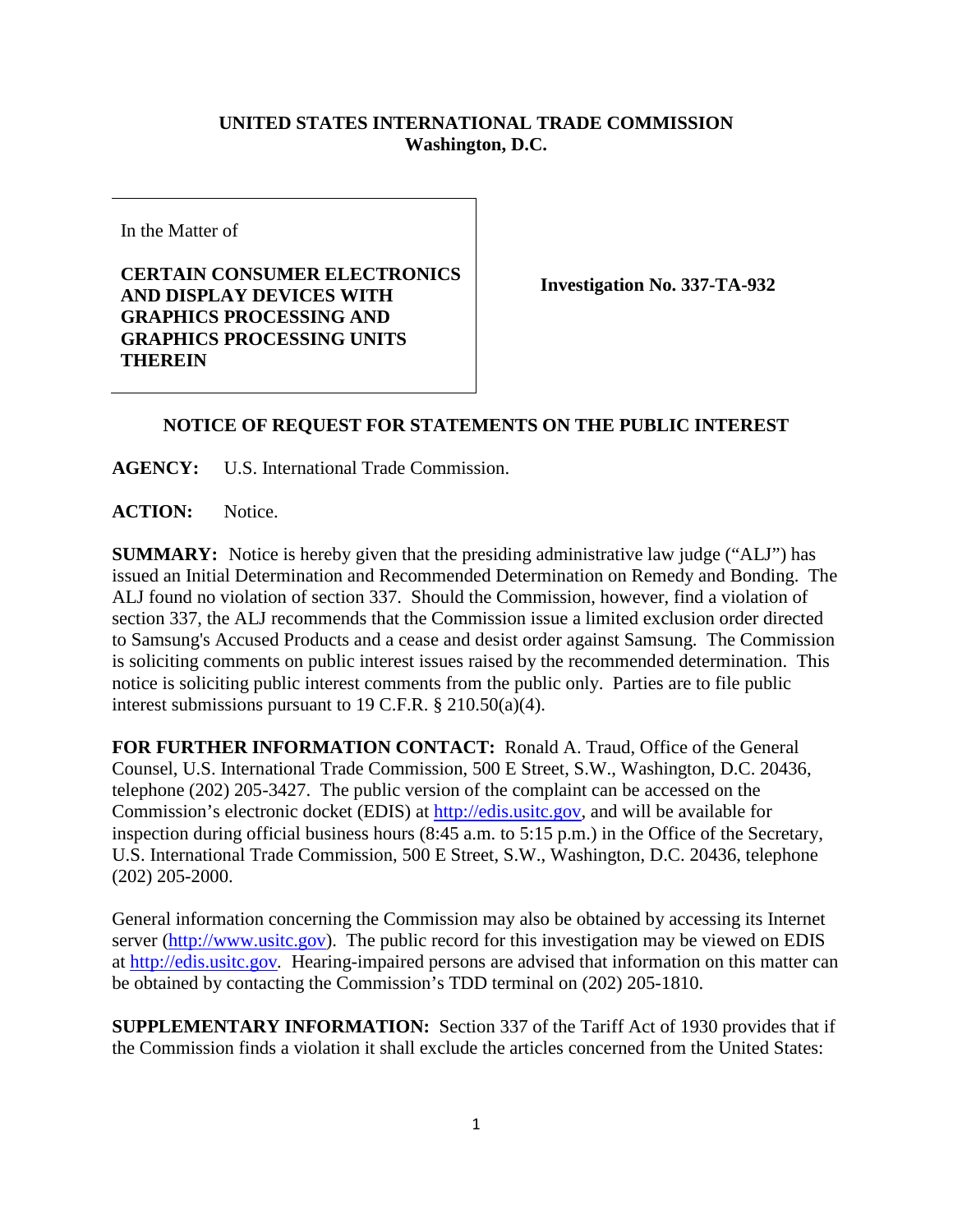**UNITED STATES INTERNATIONAL TRADE COMMISSION**
**Washington, D.C.**

In the Matter of

**CERTAIN CONSUMER ELECTRONICS AND DISPLAY DEVICES WITH GRAPHICS PROCESSING AND GRAPHICS PROCESSING UNITS THEREIN**

**Investigation No. 337-TA-932**

## NOTICE OF REQUEST FOR STATEMENTS ON THE PUBLIC INTEREST

**AGENCY:** U.S. International Trade Commission.

**ACTION:** Notice.

**SUMMARY:** Notice is hereby given that the presiding administrative law judge ("ALJ") has issued an Initial Determination and Recommended Determination on Remedy and Bonding. The ALJ found no violation of section 337. Should the Commission, however, find a violation of section 337, the ALJ recommends that the Commission issue a limited exclusion order directed to Samsung's Accused Products and a cease and desist order against Samsung. The Commission is soliciting comments on public interest issues raised by the recommended determination. This notice is soliciting public interest comments from the public only. Parties are to file public interest submissions pursuant to 19 C.F.R. § 210.50(a)(4).

**FOR FURTHER INFORMATION CONTACT:** Ronald A. Traud, Office of the General Counsel, U.S. International Trade Commission, 500 E Street, S.W., Washington, D.C. 20436, telephone (202) 205-3427. The public version of the complaint can be accessed on the Commission's electronic docket (EDIS) at http://edis.usitc.gov, and will be available for inspection during official business hours (8:45 a.m. to 5:15 p.m.) in the Office of the Secretary, U.S. International Trade Commission, 500 E Street, S.W., Washington, D.C. 20436, telephone (202) 205-2000.

General information concerning the Commission may also be obtained by accessing its Internet server (http://www.usitc.gov). The public record for this investigation may be viewed on EDIS at http://edis.usitc.gov. Hearing-impaired persons are advised that information on this matter can be obtained by contacting the Commission's TDD terminal on (202) 205-1810.

**SUPPLEMENTARY INFORMATION:** Section 337 of the Tariff Act of 1930 provides that if the Commission finds a violation it shall exclude the articles concerned from the United States: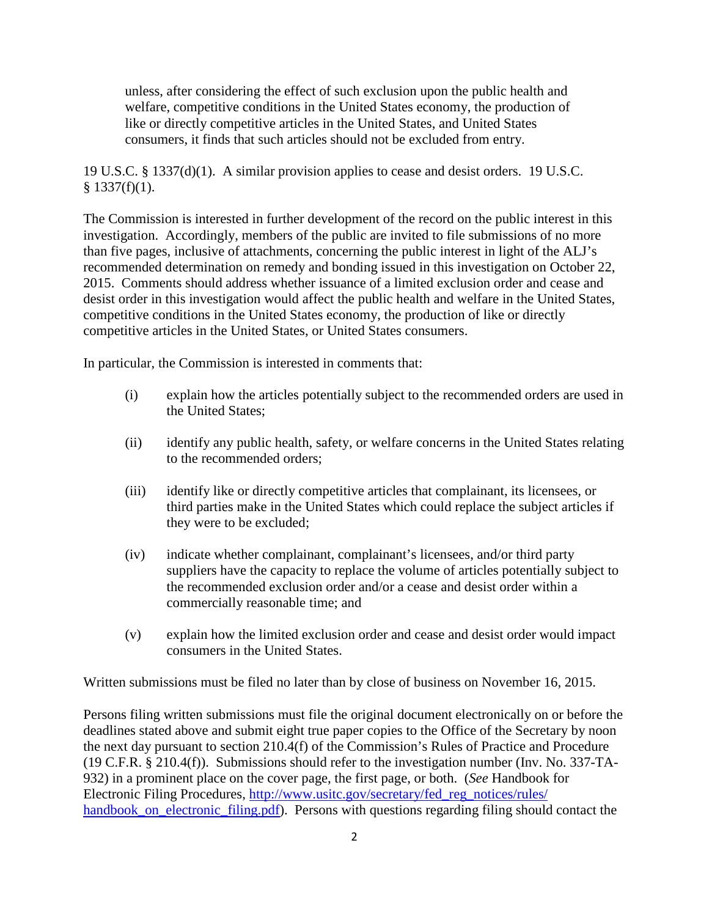> unless, after considering the effect of such exclusion upon the public health and welfare, competitive conditions in the United States economy, the production of like or directly competitive articles in the United States, and United States consumers, it finds that such articles should not be excluded from entry.

19 U.S.C. § 1337(d)(1). A similar provision applies to cease and desist orders. 19 U.S.C. § 1337(f)(1).

The Commission is interested in further development of the record on the public interest in this investigation. Accordingly, members of the public are invited to file submissions of no more than five pages, inclusive of attachments, concerning the public interest in light of the ALJ's recommended determination on remedy and bonding issued in this investigation on October 22, 2015. Comments should address whether issuance of a limited exclusion order and cease and desist order in this investigation would affect the public health and welfare in the United States, competitive conditions in the United States economy, the production of like or directly competitive articles in the United States, or United States consumers.

In particular, the Commission is interested in comments that:

(i) explain how the articles potentially subject to the recommended orders are used in the United States;

(ii) identify any public health, safety, or welfare concerns in the United States relating to the recommended orders;

(iii) identify like or directly competitive articles that complainant, its licensees, or third parties make in the United States which could replace the subject articles if they were to be excluded;

(iv) indicate whether complainant, complainant's licensees, and/or third party suppliers have the capacity to replace the volume of articles potentially subject to the recommended exclusion order and/or a cease and desist order within a commercially reasonable time; and

(v) explain how the limited exclusion order and cease and desist order would impact consumers in the United States.

Written submissions must be filed no later than by close of business on November 16, 2015.

Persons filing written submissions must file the original document electronically on or before the deadlines stated above and submit eight true paper copies to the Office of the Secretary by noon the next day pursuant to section 210.4(f) of the Commission's Rules of Practice and Procedure (19 C.F.R. § 210.4(f)). Submissions should refer to the investigation number (Inv. No. 337-TA-932) in a prominent place on the cover page, the first page, or both. (*See* Handbook for Electronic Filing Procedures, [http://www.usitc.gov/secretary/fed_reg_notices/rules/handbook_on_electronic_filing.pdf](http://www.usitc.gov/secretary/fed_reg_notices/rules/handbook_on_electronic_filing.pdf)). Persons with questions regarding filing should contact the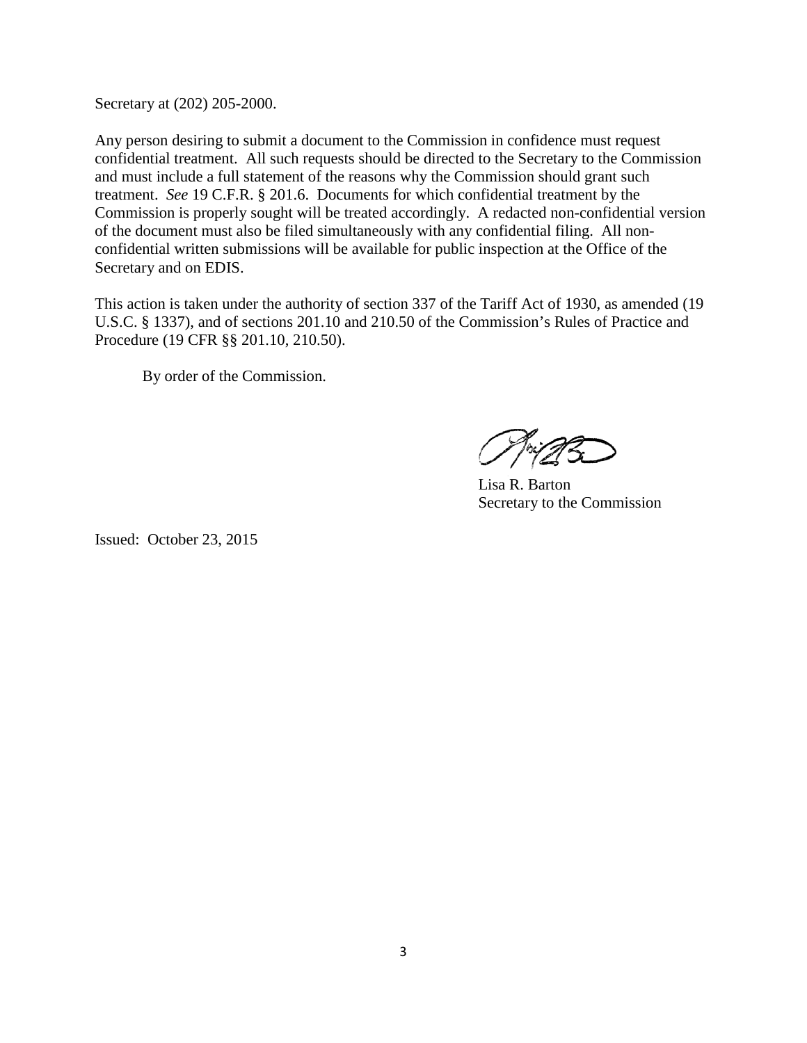Secretary at (202) 205-2000.

Any person desiring to submit a document to the Commission in confidence must request confidential treatment. All such requests should be directed to the Secretary to the Commission and must include a full statement of the reasons why the Commission should grant such treatment. *See* 19 C.F.R. § 201.6. Documents for which confidential treatment by the Commission is properly sought will be treated accordingly. A redacted non-confidential version of the document must also be filed simultaneously with any confidential filing. All non-confidential written submissions will be available for public inspection at the Office of the Secretary and on EDIS.

This action is taken under the authority of section 337 of the Tariff Act of 1930, as amended (19 U.S.C. § 1337), and of sections 201.10 and 210.50 of the Commission's Rules of Practice and Procedure (19 CFR §§ 201.10, 210.50).

By order of the Commission.

Lisa R. Barton
Secretary to the Commission

Issued: October 23, 2015